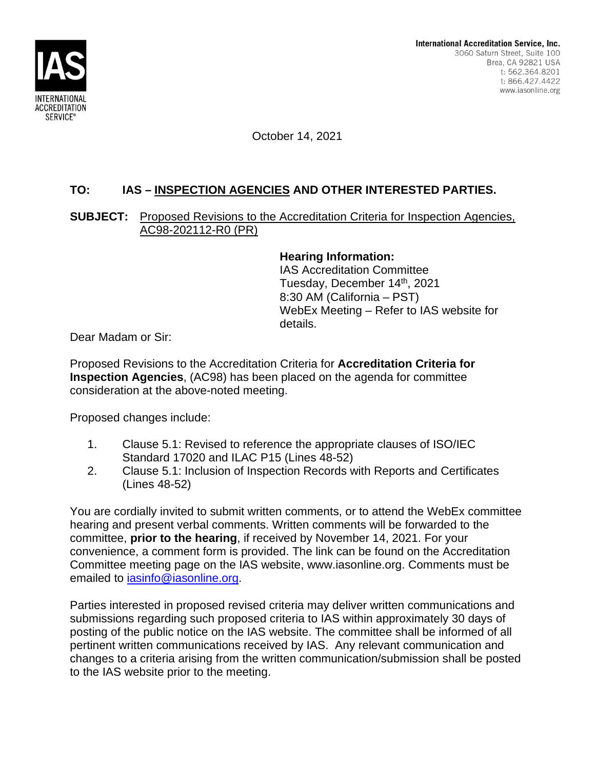**International Accreditation Service, Inc.**
3060 Saturn Street, Suite 100
Brea, CA 92821 USA
t: 562.364.8201
t: 866.427.4422
www.iasonline.org

October 14, 2021

**TO: IAS – INSPECTION AGENCIES AND OTHER INTERESTED PARTIES.**

**SUBJECT:** Proposed Revisions to the Accreditation Criteria for Inspection Agencies, AC98-202112-R0 (PR)

**Hearing Information:**
IAS Accreditation Committee
Tuesday, December 14th, 2021
8:30 AM (California – PST)
WebEx Meeting – Refer to IAS website for details.

Dear Madam or Sir:

Proposed Revisions to the Accreditation Criteria for **Accreditation Criteria for Inspection Agencies**, (AC98) has been placed on the agenda for committee consideration at the above-noted meeting.

Proposed changes include:

1. Clause 5.1: Revised to reference the appropriate clauses of ISO/IEC Standard 17020 and ILAC P15 (Lines 48-52)
2. Clause 5.1: Inclusion of Inspection Records with Reports and Certificates (Lines 48-52)

You are cordially invited to submit written comments, or to attend the WebEx committee hearing and present verbal comments. Written comments will be forwarded to the committee, **prior to the hearing**, if received by November 14, 2021. For your convenience, a comment form is provided. The link can be found on the Accreditation Committee meeting page on the IAS website, www.iasonline.org. Comments must be emailed to iasinfo@iasonline.org.

Parties interested in proposed revised criteria may deliver written communications and submissions regarding such proposed criteria to IAS within approximately 30 days of posting of the public notice on the IAS website. The committee shall be informed of all pertinent written communications received by IAS. Any relevant communication and changes to a criteria arising from the written communication/submission shall be posted to the IAS website prior to the meeting.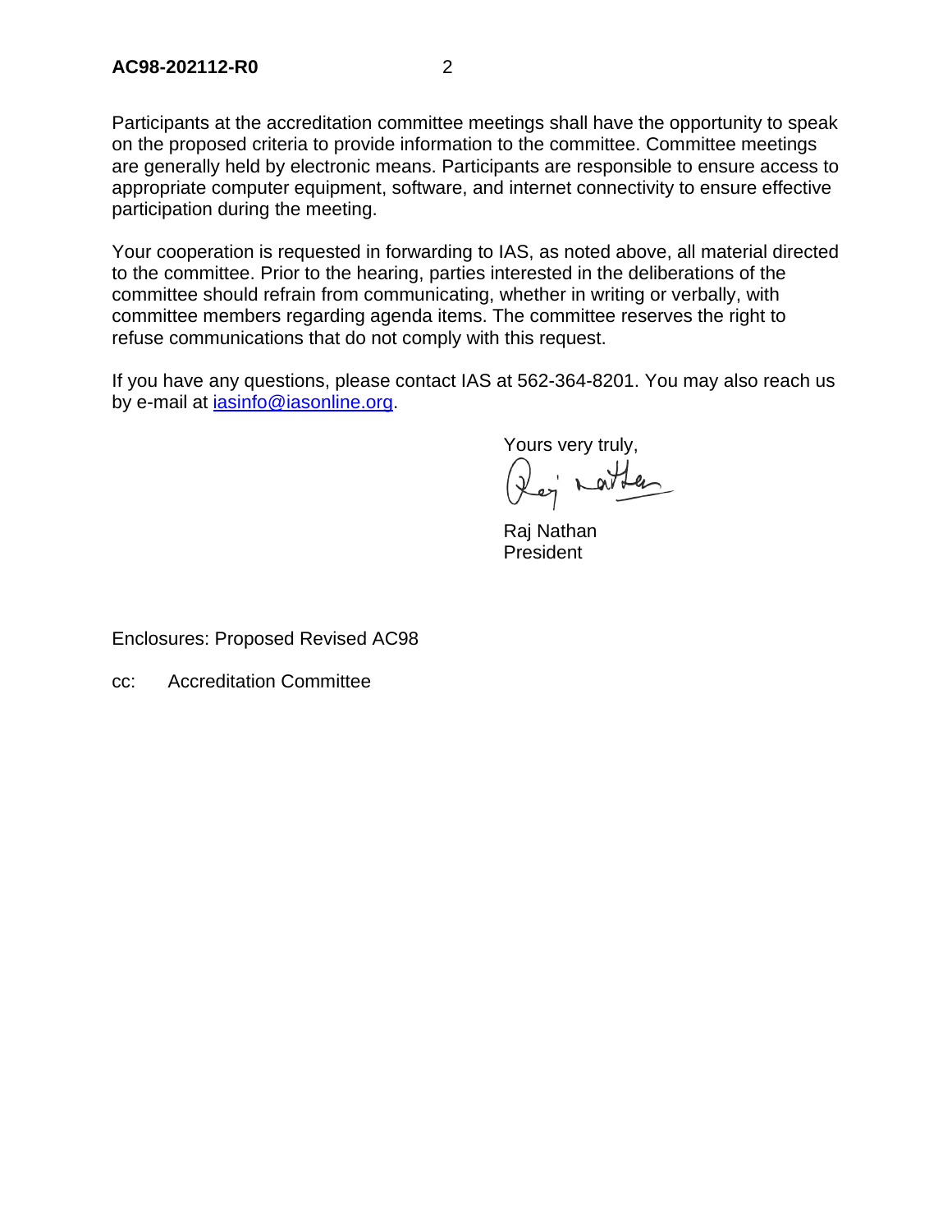Participants at the accreditation committee meetings shall have the opportunity to speak on the proposed criteria to provide information to the committee. Committee meetings are generally held by electronic means. Participants are responsible to ensure access to appropriate computer equipment, software, and internet connectivity to ensure effective participation during the meeting.

Your cooperation is requested in forwarding to IAS, as noted above, all material directed to the committee. Prior to the hearing, parties interested in the deliberations of the committee should refrain from communicating, whether in writing or verbally, with committee members regarding agenda items. The committee reserves the right to refuse communications that do not comply with this request.

If you have any questions, please contact IAS at 562-364-8201. You may also reach us by e-mail at iasinfo@iasonline.org.

Yours very truly,

Raj Nathan
President

Enclosures: Proposed Revised AC98

cc: Accreditation Committee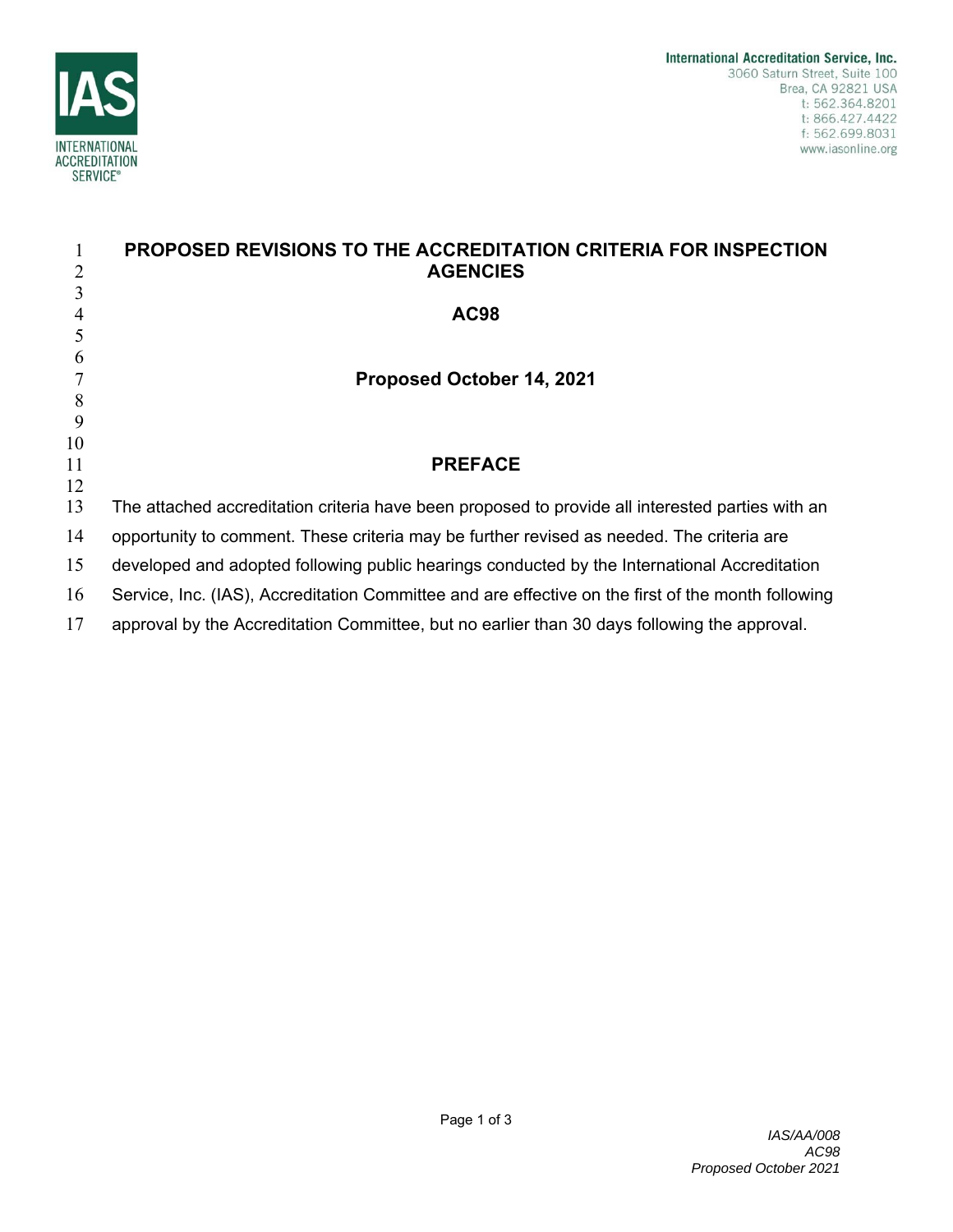# PROPOSED REVISIONS TO THE ACCREDITATION CRITERIA FOR INSPECTION AGENCIES

## AC98

**Proposed October 14, 2021**

## PREFACE

The attached accreditation criteria have been proposed to provide all interested parties with an opportunity to comment. These criteria may be further revised as needed. The criteria are developed and adopted following public hearings conducted by the International Accreditation Service, Inc. (IAS), Accreditation Committee and are effective on the first of the month following approval by the Accreditation Committee, but no earlier than 30 days following the approval.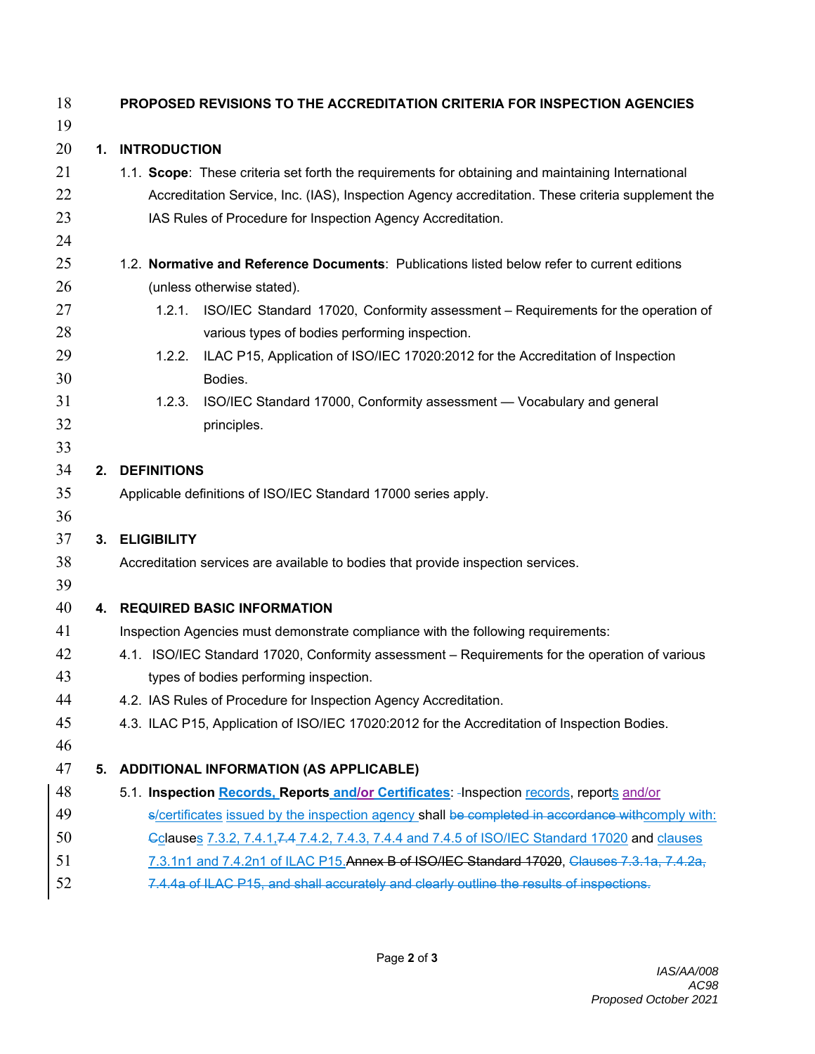**PROPOSED REVISIONS TO THE ACCREDITATION CRITERIA FOR INSPECTION AGENCIES**

## 1. INTRODUCTION

1.1. **Scope**: These criteria set forth the requirements for obtaining and maintaining International Accreditation Service, Inc. (IAS), Inspection Agency accreditation. These criteria supplement the IAS Rules of Procedure for Inspection Agency Accreditation.

1.2. **Normative and Reference Documents**: Publications listed below refer to current editions (unless otherwise stated).

1.2.1. ISO/IEC Standard 17020, Conformity assessment – Requirements for the operation of various types of bodies performing inspection.

1.2.2. ILAC P15, Application of ISO/IEC 17020:2012 for the Accreditation of Inspection Bodies.

1.2.3. ISO/IEC Standard 17000, Conformity assessment — Vocabulary and general principles.

## 2. DEFINITIONS

Applicable definitions of ISO/IEC Standard 17000 series apply.

## 3. ELIGIBILITY

Accreditation services are available to bodies that provide inspection services.

## 4. REQUIRED BASIC INFORMATION

Inspection Agencies must demonstrate compliance with the following requirements:

4.1. ISO/IEC Standard 17020, Conformity assessment – Requirements for the operation of various types of bodies performing inspection.

4.2. IAS Rules of Procedure for Inspection Agency Accreditation.

4.3. ILAC P15, Application of ISO/IEC 17020:2012 for the Accreditation of Inspection Bodies.

## 5. ADDITIONAL INFORMATION (AS APPLICABLE)

5.1. **Inspection Records, Reports and/or Certificates**: Inspection records, reports and/or ~~s~~/certificates issued by the inspection agency shall ~~be completed in accordance with~~comply with: ~~C~~clauses 7.3.2, 7.4.1,~~7.4~~ 7.4.2, 7.4.3, 7.4.4 and 7.4.5 of ISO/IEC Standard 17020 and clauses 7.3.1n1 and 7.4.2n1 of ILAC P15.~~Annex B of ISO/IEC Standard 17020~~, ~~Clauses 7.3.1a, 7.4.2a, 7.4.4a of ILAC P15, and shall accurately and clearly outline the results of inspections.~~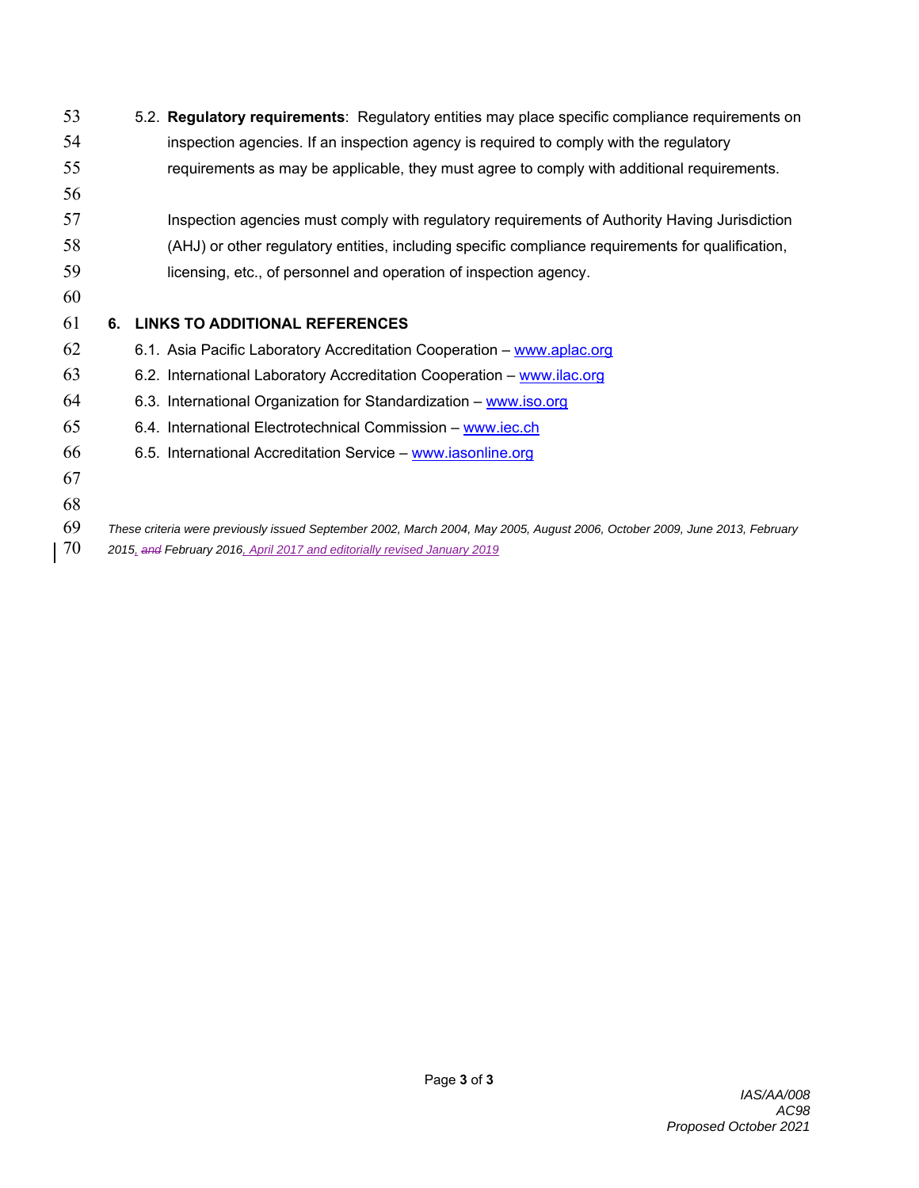5.2. **Regulatory requirements**: Regulatory entities may place specific compliance requirements on inspection agencies. If an inspection agency is required to comply with the regulatory requirements as may be applicable, they must agree to comply with additional requirements.

Inspection agencies must comply with regulatory requirements of Authority Having Jurisdiction (AHJ) or other regulatory entities, including specific compliance requirements for qualification, licensing, etc., of personnel and operation of inspection agency.

## 6. LINKS TO ADDITIONAL REFERENCES

6.1. Asia Pacific Laboratory Accreditation Cooperation – www.aplac.org

6.2. International Laboratory Accreditation Cooperation – www.ilac.org

6.3. International Organization for Standardization – www.iso.org

6.4. International Electrotechnical Commission – www.iec.ch

6.5. International Accreditation Service – www.iasonline.org

*These criteria were previously issued September 2002, March 2004, May 2005, August 2006, October 2009, June 2013, February 2015, ~~and~~ February 2016, April 2017 and editorially revised January 2019*

*IAS/AA/008*
*AC98*
*Proposed October 2021*